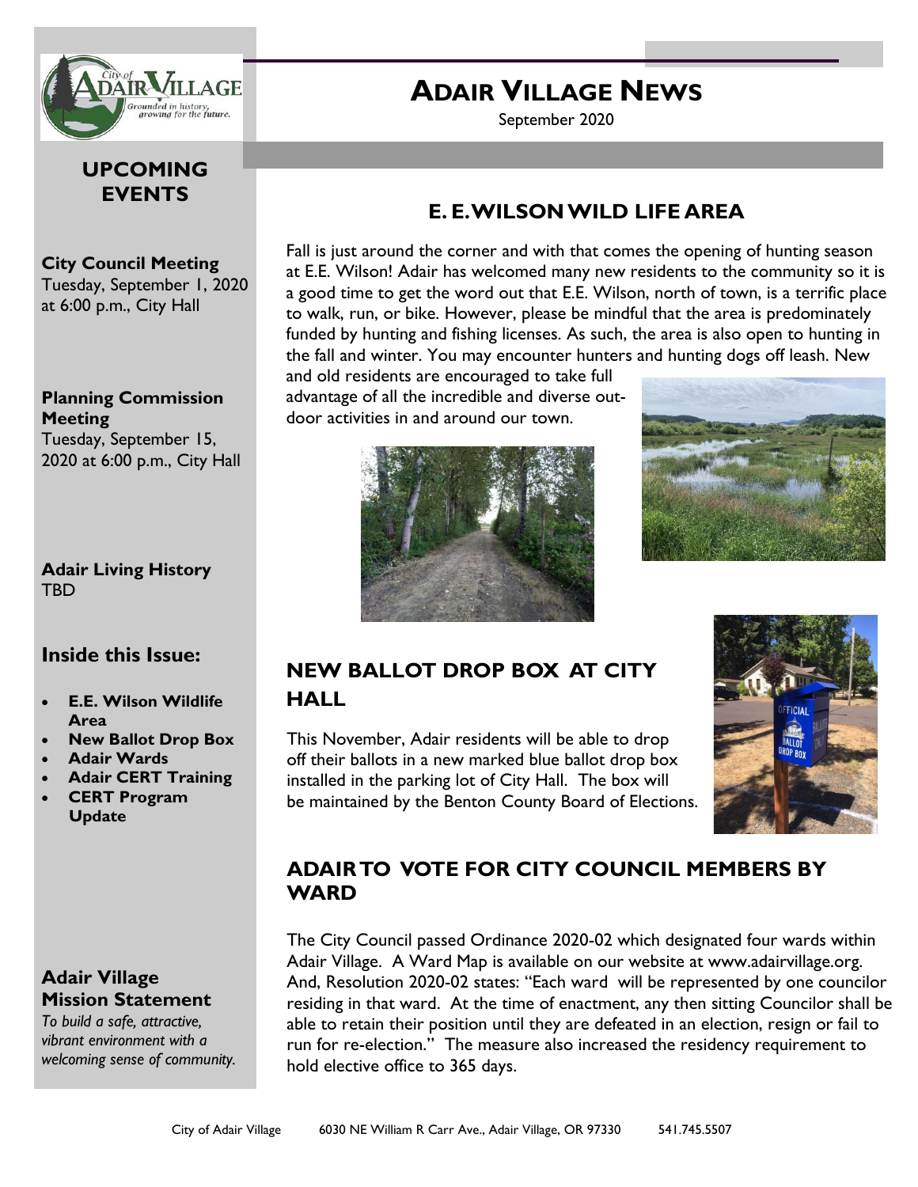# Adair Village News

September 2020

## Upcoming Events

**City Council Meeting**
Tuesday, September 1, 2020 at 6:00 p.m., City Hall

**Planning Commission Meeting**
Tuesday, September 15, 2020 at 6:00 p.m., City Hall

**Adair Living History**
TBD

## Inside this Issue:

- **E.E. Wilson Wildlife Area**
- **New Ballot Drop Box**
- **Adair Wards**
- **Adair CERT Training**
- **CERT Program Update**

## Adair Village Mission Statement

*To build a safe, attractive, vibrant environment with a welcoming sense of community.*

## E. E. Wilson Wild Life Area

Fall is just around the corner and with that comes the opening of hunting season at E.E. Wilson! Adair has welcomed many new residents to the community so it is a good time to get the word out that E.E. Wilson, north of town, is a terrific place to walk, run, or bike. However, please be mindful that the area is predominately funded by hunting and fishing licenses. As such, the area is also open to hunting in the fall and winter. You may encounter hunters and hunting dogs off leash. New and old residents are encouraged to take full advantage of all the incredible and diverse out-door activities in and around our town.

## New Ballot Drop Box at City Hall

This November, Adair residents will be able to drop off their ballots in a new marked blue ballot drop box installed in the parking lot of City Hall. The box will be maintained by the Benton County Board of Elections.

## Adair to Vote for City Council Members by Ward

The City Council passed Ordinance 2020-02 which designated four wards within Adair Village. A Ward Map is available on our website at www.adairvillage.org. And, Resolution 2020-02 states: "Each ward will be represented by one councilor residing in that ward. At the time of enactment, any then sitting Councilor shall be able to retain their position until they are defeated in an election, resign or fail to run for re-election." The measure also increased the residency requirement to hold elective office to 365 days.

City of Adair Village 6030 NE William R Carr Ave., Adair Village, OR 97330 541.745.5507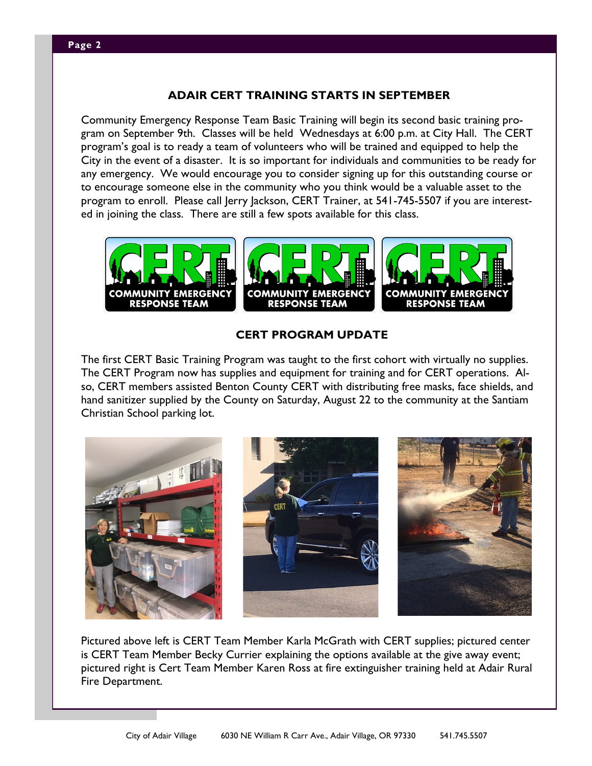## ADAIR CERT TRAINING STARTS IN SEPTEMBER

Community Emergency Response Team Basic Training will begin its second basic training program on September 9th. Classes will be held Wednesdays at 6:00 p.m. at City Hall. The CERT program's goal is to ready a team of volunteers who will be trained and equipped to help the City in the event of a disaster. It is so important for individuals and communities to be ready for any emergency. We would encourage you to consider signing up for this outstanding course or to encourage someone else in the community who you think would be a valuable asset to the program to enroll. Please call Jerry Jackson, CERT Trainer, at 541-745-5507 if you are interested in joining the class. There are still a few spots available for this class.

## CERT PROGRAM UPDATE

The first CERT Basic Training Program was taught to the first cohort with virtually no supplies. The CERT Program now has supplies and equipment for training and for CERT operations. Also, CERT members assisted Benton County CERT with distributing free masks, face shields, and hand sanitizer supplied by the County on Saturday, August 22 to the community at the Santiam Christian School parking lot.

Pictured above left is CERT Team Member Karla McGrath with CERT supplies; pictured center is CERT Team Member Becky Currier explaining the options available at the give away event; pictured right is Cert Team Member Karen Ross at fire extinguisher training held at Adair Rural Fire Department.